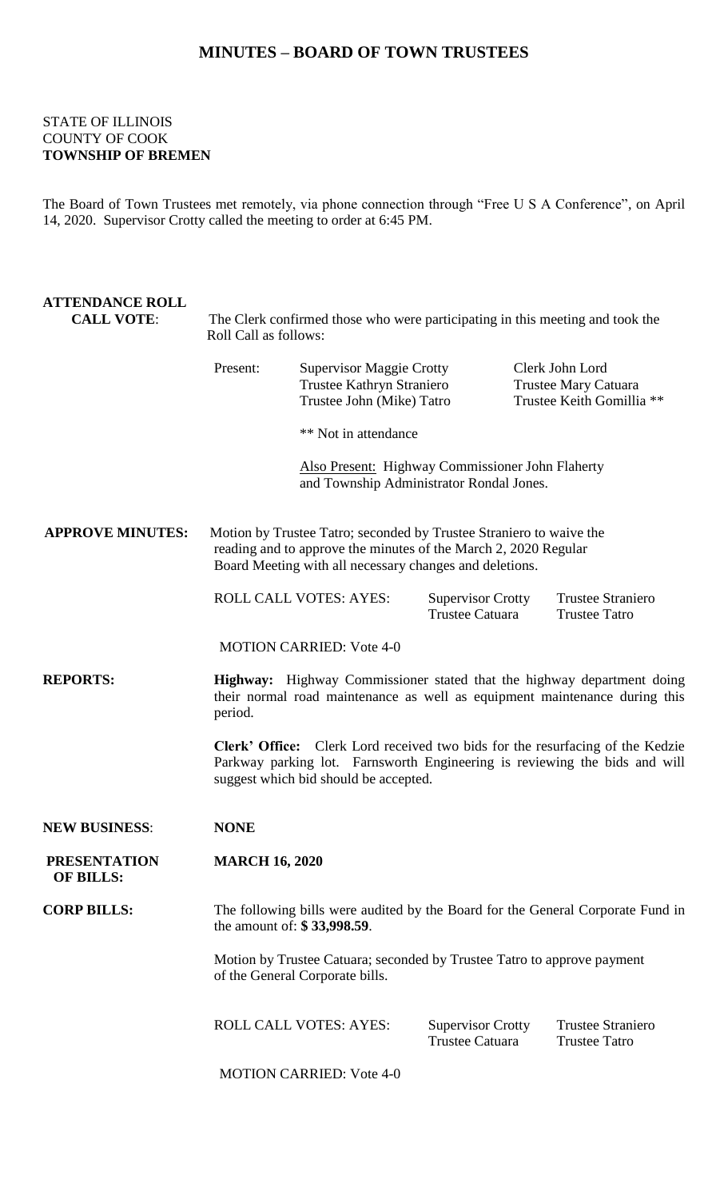# MINUTES – BOARD OF TOWN TRUSTEES

STATE OF ILLINOIS
COUNTY OF COOK
**TOWNSHIP OF BREMEN**

The Board of Town Trustees met remotely, via phone connection through "Free U S A Conference", on April 14, 2020. Supervisor Crotty called the meeting to order at 6:45 PM.

**ATTENDANCE ROLL CALL VOTE**: The Clerk confirmed those who were participating in this meeting and took the Roll Call as follows:

| Present: | | |
|---|---|---|
| | Supervisor Maggie Crotty | Clerk John Lord |
| | Trustee Kathryn Straniero | Trustee Mary Catuara |
| | Trustee John (Mike) Tatro | Trustee Keith Gomillia ** |

** Not in attendance

Also Present: Highway Commissioner John Flaherty and Township Administrator Rondal Jones.

**APPROVE MINUTES:** Motion by Trustee Tatro; seconded by Trustee Straniero to waive the reading and to approve the minutes of the March 2, 2020 Regular Board Meeting with all necessary changes and deletions.

| ROLL CALL VOTES: AYES: | Supervisor Crotty | Trustee Straniero |
|---|---|---|
| | Trustee Catuara | Trustee Tatro |

MOTION CARRIED: Vote 4-0

**REPORTS:**

**Highway:** Highway Commissioner stated that the highway department doing their normal road maintenance as well as equipment maintenance during this period.

**Clerk' Office:** Clerk Lord received two bids for the resurfacing of the Kedzie Parkway parking lot. Farnsworth Engineering is reviewing the bids and will suggest which bid should be accepted.

**NEW BUSINESS**: **NONE**

**PRESENTATION OF BILLS:** **MARCH 16, 2020**

**CORP BILLS:** The following bills were audited by the Board for the General Corporate Fund in the amount of: **$ 33,998.59**.

Motion by Trustee Catuara; seconded by Trustee Tatro to approve payment of the General Corporate bills.

| ROLL CALL VOTES: AYES: | Supervisor Crotty | Trustee Straniero |
|---|---|---|
| | Trustee Catuara | Trustee Tatro |

MOTION CARRIED: Vote 4-0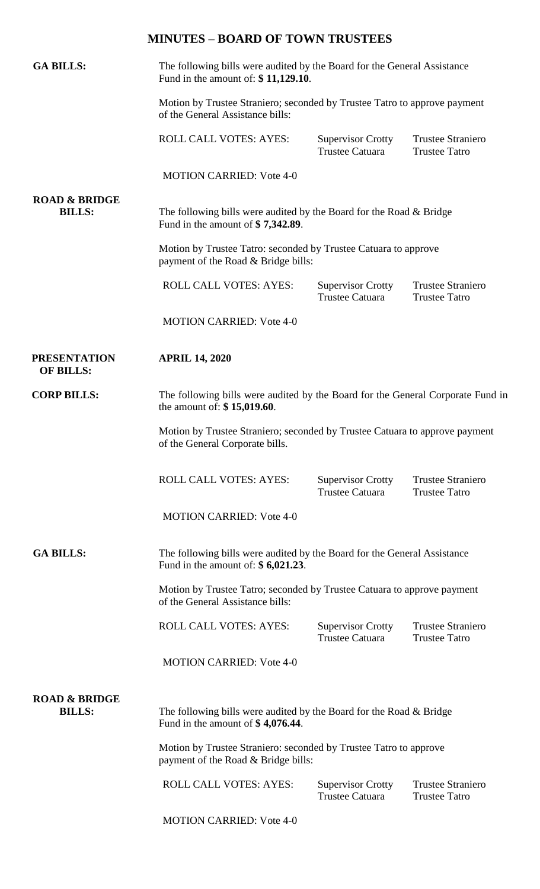# MINUTES – BOARD OF TOWN TRUSTEES

**GA BILLS:**

The following bills were audited by the Board for the General Assistance Fund in the amount of: **$ 11,129.10**.

Motion by Trustee Straniero; seconded by Trustee Tatro to approve payment of the General Assistance bills:

| ROLL CALL VOTES: AYES: | Supervisor Crotty | Trustee Straniero |
|---|---|---|
| | Trustee Catuara | Trustee Tatro |

MOTION CARRIED: Vote 4-0

**ROAD & BRIDGE BILLS:**

The following bills were audited by the Board for the Road & Bridge Fund in the amount of **$ 7,342.89**.

Motion by Trustee Tatro: seconded by Trustee Catuara to approve payment of the Road & Bridge bills:

| ROLL CALL VOTES: AYES: | Supervisor Crotty | Trustee Straniero |
|---|---|---|
| | Trustee Catuara | Trustee Tatro |

MOTION CARRIED: Vote 4-0

**PRESENTATION OF BILLS:** **APRIL 14, 2020**

**CORP BILLS:**

The following bills were audited by the Board for the General Corporate Fund in the amount of: **$ 15,019.60**.

Motion by Trustee Straniero; seconded by Trustee Catuara to approve payment of the General Corporate bills.

| ROLL CALL VOTES: AYES: | Supervisor Crotty | Trustee Straniero |
|---|---|---|
| | Trustee Catuara | Trustee Tatro |

MOTION CARRIED: Vote 4-0

**GA BILLS:**

The following bills were audited by the Board for the General Assistance Fund in the amount of: **$ 6,021.23**.

Motion by Trustee Tatro; seconded by Trustee Catuara to approve payment of the General Assistance bills:

| ROLL CALL VOTES: AYES: | Supervisor Crotty | Trustee Straniero |
|---|---|---|
| | Trustee Catuara | Trustee Tatro |

MOTION CARRIED: Vote 4-0

**ROAD & BRIDGE BILLS:**

The following bills were audited by the Board for the Road & Bridge Fund in the amount of **$ 4,076.44**.

Motion by Trustee Straniero: seconded by Trustee Tatro to approve payment of the Road & Bridge bills:

| ROLL CALL VOTES: AYES: | Supervisor Crotty | Trustee Straniero |
|---|---|---|
| | Trustee Catuara | Trustee Tatro |

MOTION CARRIED: Vote 4-0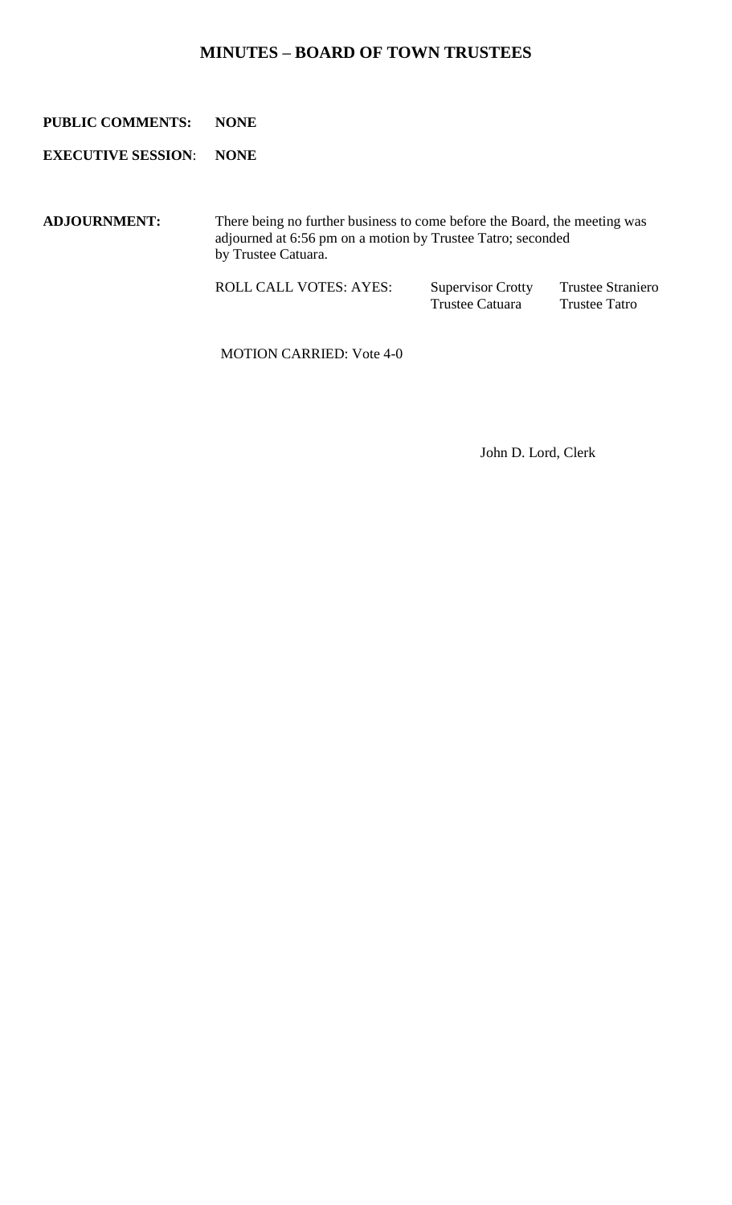# MINUTES – BOARD OF TOWN TRUSTEES

**PUBLIC COMMENTS:** **NONE**

**EXECUTIVE SESSION**: **NONE**

**ADJOURNMENT:** There being no further business to come before the Board, the meeting was adjourned at 6:56 pm on a motion by Trustee Tatro; seconded by Trustee Catuara.

ROLL CALL VOTES: AYES: Supervisor Crotty, Trustee Straniero, Trustee Catuara, Trustee Tatro

MOTION CARRIED: Vote 4-0

John D. Lord, Clerk